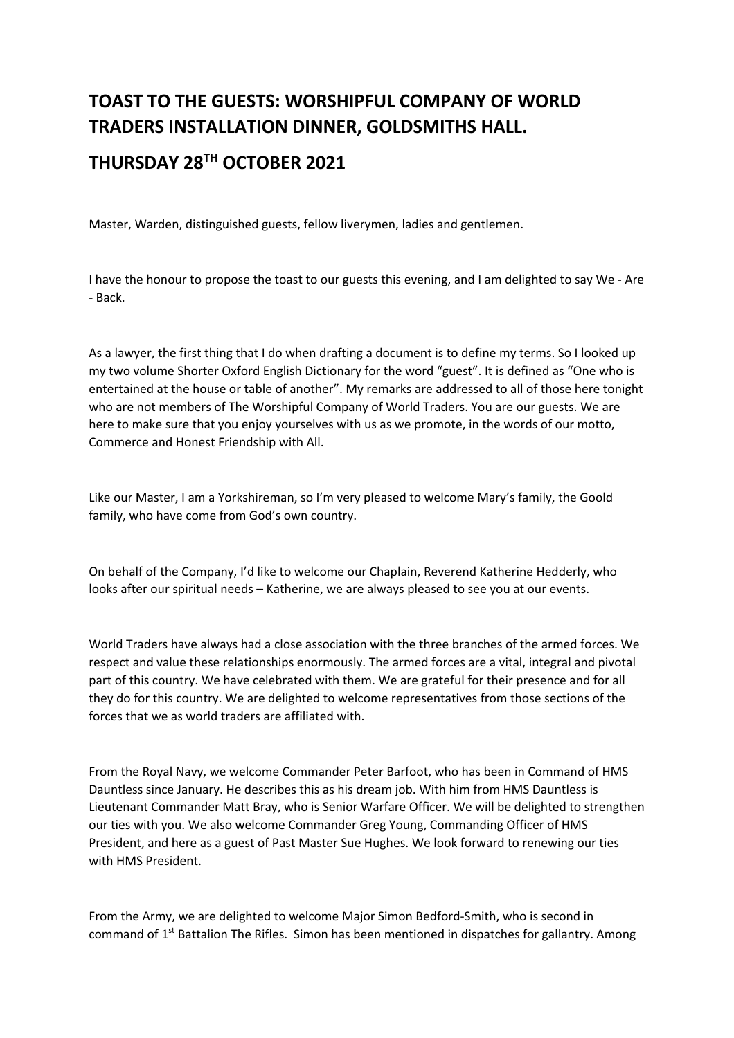# TOAST TO THE GUESTS: WORSHIPFUL COMPANY OF WORLD TRADERS INSTALLATION DINNER, GOLDSMITHS HALL.

## THURSDAY 28TH OCTOBER 2021

Master, Warden, distinguished guests, fellow liverymen, ladies and gentlemen.

I have the honour to propose the toast to our guests this evening, and I am delighted to say We - Are - Back.

As a lawyer, the first thing that I do when drafting a document is to define my terms. So I looked up my two volume Shorter Oxford English Dictionary for the word "guest". It is defined as "One who is entertained at the house or table of another". My remarks are addressed to all of those here tonight who are not members of The Worshipful Company of World Traders. You are our guests. We are here to make sure that you enjoy yourselves with us as we promote, in the words of our motto, Commerce and Honest Friendship with All.

Like our Master, I am a Yorkshireman, so I'm very pleased to welcome Mary's family, the Goold family, who have come from God's own country.

On behalf of the Company, I'd like to welcome our Chaplain, Reverend Katherine Hedderly, who looks after our spiritual needs – Katherine, we are always pleased to see you at our events.

World Traders have always had a close association with the three branches of the armed forces. We respect and value these relationships enormously. The armed forces are a vital, integral and pivotal part of this country. We have celebrated with them. We are grateful for their presence and for all they do for this country. We are delighted to welcome representatives from those sections of the forces that we as world traders are affiliated with.

From the Royal Navy, we welcome Commander Peter Barfoot, who has been in Command of HMS Dauntless since January. He describes this as his dream job. With him from HMS Dauntless is Lieutenant Commander Matt Bray, who is Senior Warfare Officer. We will be delighted to strengthen our ties with you. We also welcome Commander Greg Young, Commanding Officer of HMS President, and here as a guest of Past Master Sue Hughes. We look forward to renewing our ties with HMS President.

From the Army, we are delighted to welcome Major Simon Bedford-Smith, who is second in command of 1st Battalion The Rifles. Simon has been mentioned in dispatches for gallantry. Among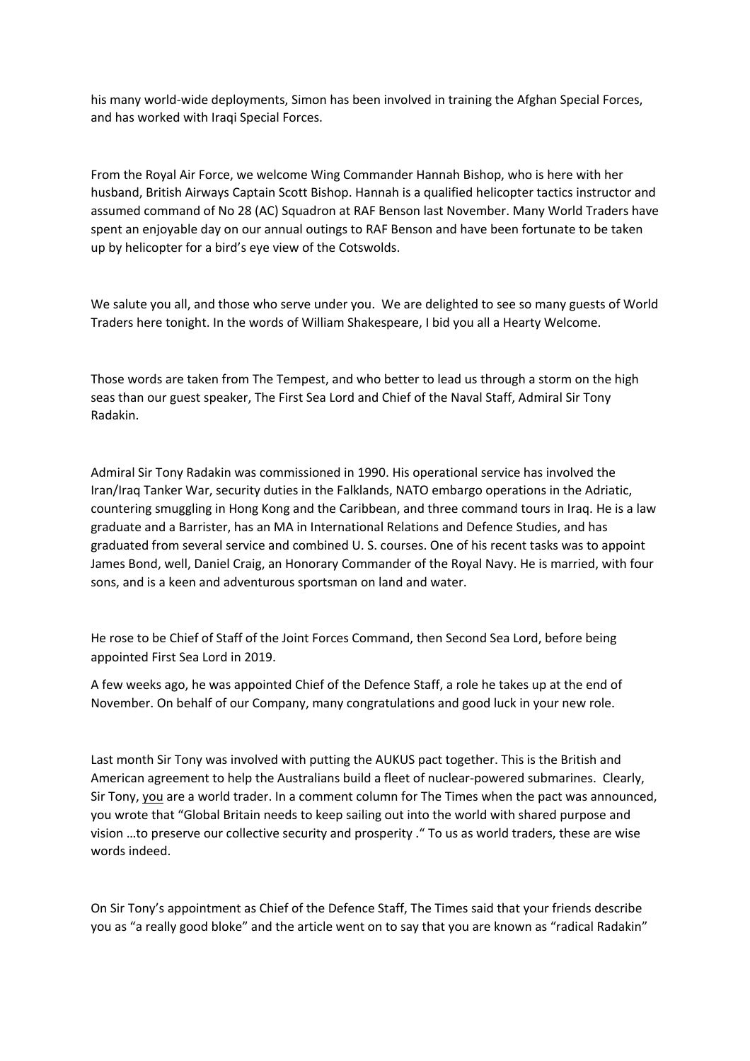his many world-wide deployments, Simon has been involved in training the Afghan Special Forces, and has worked with Iraqi Special Forces.

From the Royal Air Force, we welcome Wing Commander Hannah Bishop, who is here with her husband, British Airways Captain Scott Bishop. Hannah is a qualified helicopter tactics instructor and assumed command of No 28 (AC) Squadron at RAF Benson last November. Many World Traders have spent an enjoyable day on our annual outings to RAF Benson and have been fortunate to be taken up by helicopter for a bird's eye view of the Cotswolds.

We salute you all, and those who serve under you. We are delighted to see so many guests of World Traders here tonight. In the words of William Shakespeare, I bid you all a Hearty Welcome.

Those words are taken from The Tempest, and who better to lead us through a storm on the high seas than our guest speaker, The First Sea Lord and Chief of the Naval Staff, Admiral Sir Tony Radakin.

Admiral Sir Tony Radakin was commissioned in 1990. His operational service has involved the Iran/Iraq Tanker War, security duties in the Falklands, NATO embargo operations in the Adriatic, countering smuggling in Hong Kong and the Caribbean, and three command tours in Iraq. He is a law graduate and a Barrister, has an MA in International Relations and Defence Studies, and has graduated from several service and combined U. S. courses. One of his recent tasks was to appoint James Bond, well, Daniel Craig, an Honorary Commander of the Royal Navy. He is married, with four sons, and is a keen and adventurous sportsman on land and water.

He rose to be Chief of Staff of the Joint Forces Command, then Second Sea Lord, before being appointed First Sea Lord in 2019.

A few weeks ago, he was appointed Chief of the Defence Staff, a role he takes up at the end of November. On behalf of our Company, many congratulations and good luck in your new role.

Last month Sir Tony was involved with putting the AUKUS pact together. This is the British and American agreement to help the Australians build a fleet of nuclear-powered submarines. Clearly, Sir Tony, <u>you</u> are a world trader. In a comment column for The Times when the pact was announced, you wrote that "Global Britain needs to keep sailing out into the world with shared purpose and vision …to preserve our collective security and prosperity ." To us as world traders, these are wise words indeed.

On Sir Tony's appointment as Chief of the Defence Staff, The Times said that your friends describe you as "a really good bloke" and the article went on to say that you are known as "radical Radakin"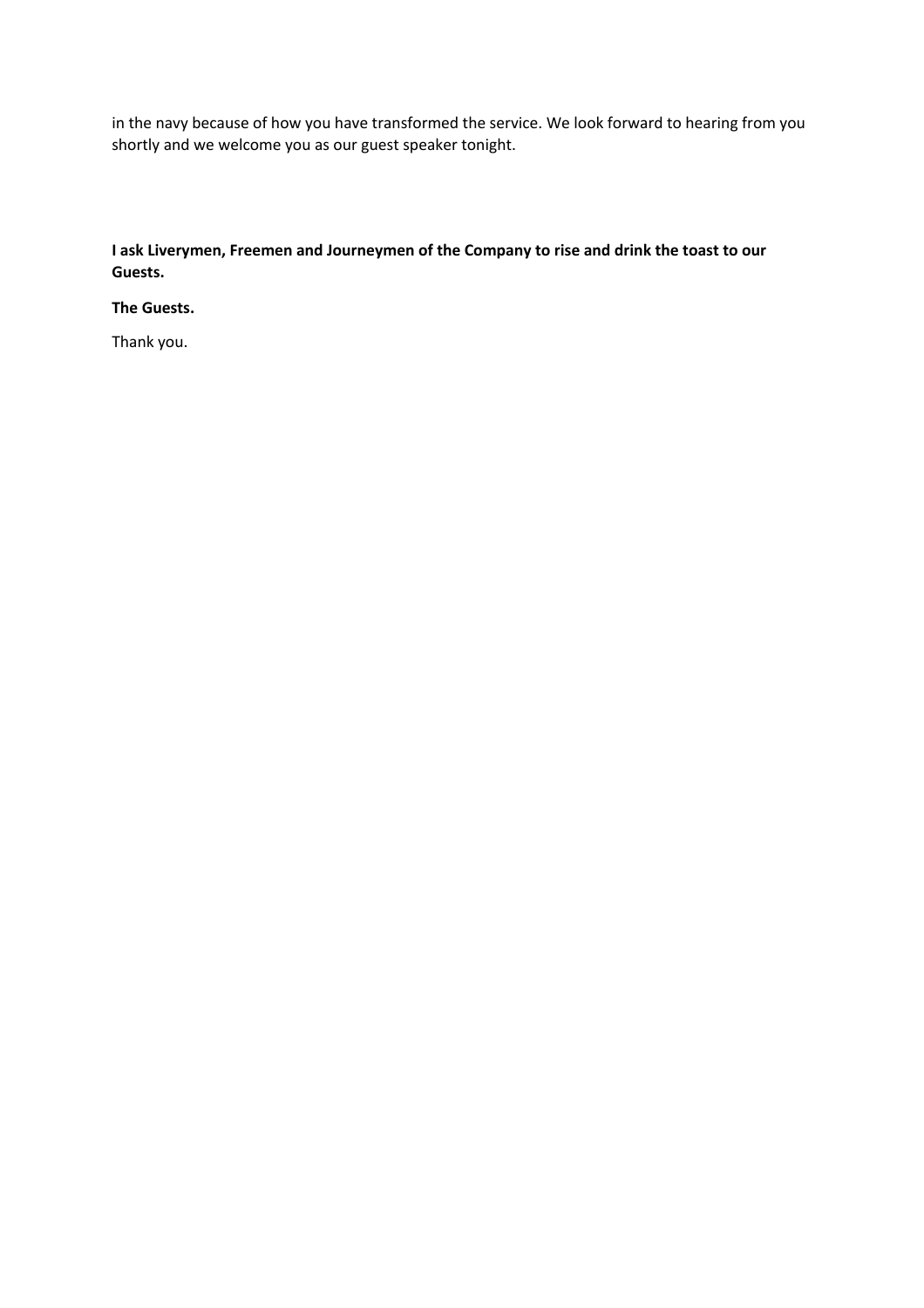in the navy because of how you have transformed the service. We look forward to hearing from you shortly and we welcome you as our guest speaker tonight.

**I ask Liverymen, Freemen and Journeymen of the Company to rise and drink the toast to our Guests.**

**The Guests.**

Thank you.